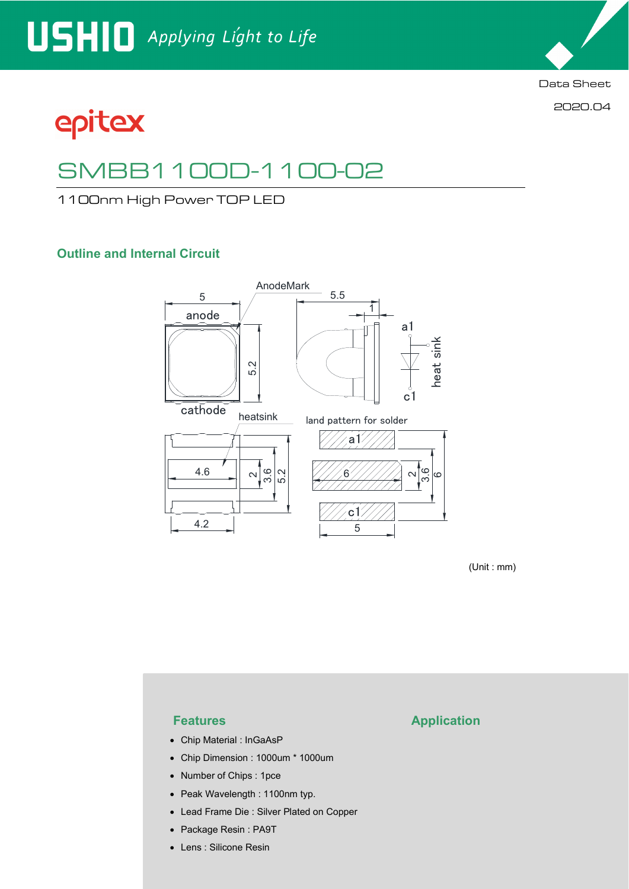Data Sheet

2020.04

epitex

# SMBB1100D-1100-02

1100nm High Power TOP LED

## Outline and Internal Circuit

(Unit : mm)

## Features

- Chip Material : InGaAsP
- Chip Dimension : 1000um * 1000um
- Number of Chips : 1pce
- Peak Wavelength : 1100nm typ.
- Lead Frame Die : Silver Plated on Copper
- Package Resin : PA9T
- Lens : Silicone Resin

## Application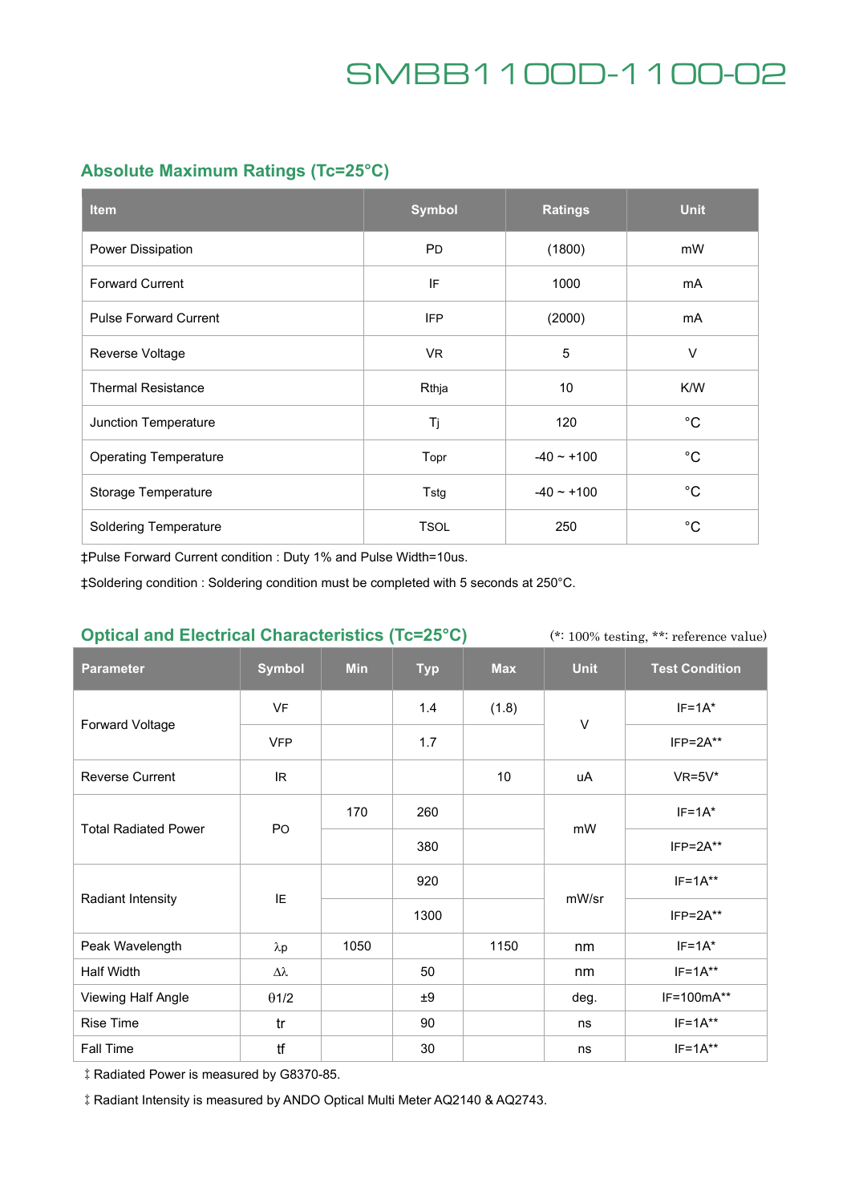# SMBB1100D-1100-02

## Absolute Maximum Ratings (Tc=25°C)

| Item | Symbol | Ratings | Unit |
|---|---|---|---|
| Power Dissipation | PD | (1800) | mW |
| Forward Current | IF | 1000 | mA |
| Pulse Forward Current | IFP | (2000) | mA |
| Reverse Voltage | VR | 5 | V |
| Thermal Resistance | Rthja | 10 | K/W |
| Junction Temperature | Tj | 120 | °C |
| Operating Temperature | Topr | -40 ~ +100 | °C |
| Storage Temperature | Tstg | -40 ~ +100 | °C |
| Soldering Temperature | TSOL | 250 | °C |

‡Pulse Forward Current condition : Duty 1% and Pulse Width=10us.

‡Soldering condition : Soldering condition must be completed with 5 seconds at 250°C.

## Optical and Electrical Characteristics (Tc=25°C)

(*: 100% testing, **: reference value)

| Parameter | Symbol | Min | Typ | Max | Unit | Test Condition |
|---|---|---|---|---|---|---|
| Forward Voltage | VF | | 1.4 | (1.8) | V | IF=1A* |
| | VFP | | 1.7 | | | IFP=2A** |
| Reverse Current | IR | | | 10 | uA | VR=5V* |
| Total Radiated Power | PO | 170 | 260 | | mW | IF=1A* |
| | | | 380 | | | IFP=2A** |
| Radiant Intensity | IE | | 920 | | mW/sr | IF=1A** |
| | | | 1300 | | | IFP=2A** |
| Peak Wavelength | λp | 1050 | | 1150 | nm | IF=1A* |
| Half Width | Δλ | | 50 | | nm | IF=1A** |
| Viewing Half Angle | θ1/2 | | ±9 | | deg. | IF=100mA** |
| Rise Time | tr | | 90 | | ns | IF=1A** |
| Fall Time | tf | | 30 | | ns | IF=1A** |

‡ Radiated Power is measured by G8370-85.

‡ Radiant Intensity is measured by ANDO Optical Multi Meter AQ2140 & AQ2743.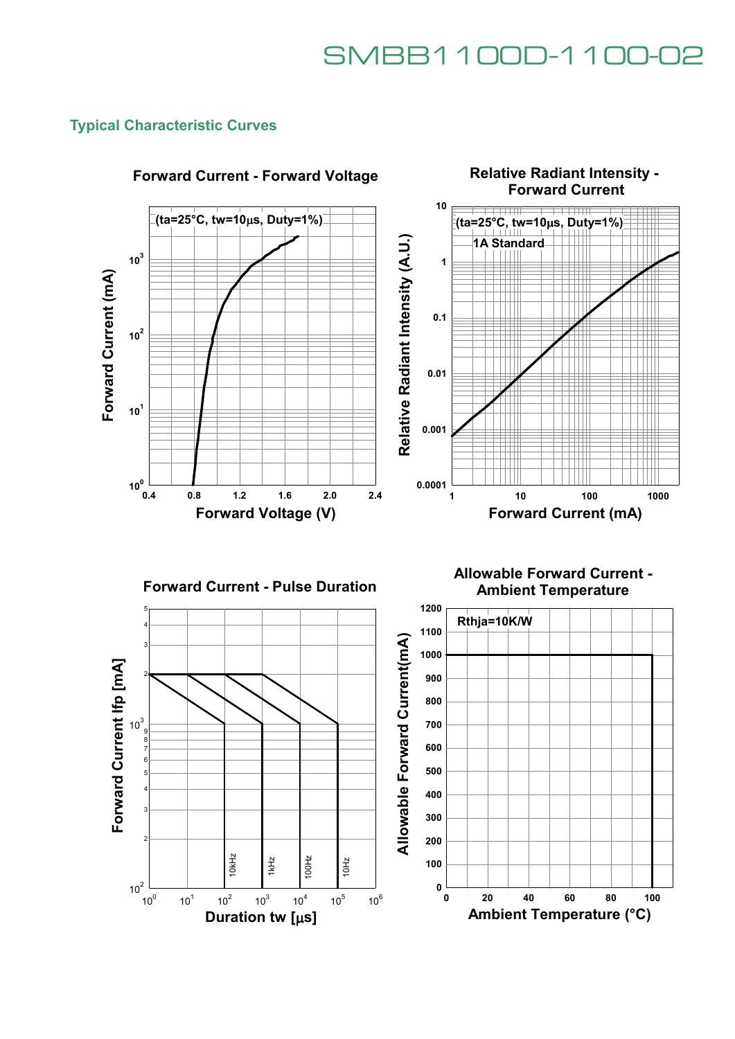## Typical Characteristic Curves

**Forward Current - Forward Voltage**

(ta=25°C, tw=10μs, Duty=1%)

Forward Current (mA) vs. Forward Voltage (V)

**Relative Radiant Intensity - Forward Current**

(ta=25°C, tw=10μs, Duty=1%)

1A Standard

Relative Radiant Intensity (A.U.) vs. Forward Current (mA)

**Forward Current - Pulse Duration**

Forward Current Ifp [mA] vs. Duration tw [μs]

10kHz, 1kHz, 100Hz, 10Hz

**Allowable Forward Current - Ambient Temperature**

Rthja=10K/W

Allowable Forward Current(mA) vs. Ambient Temperature (°C)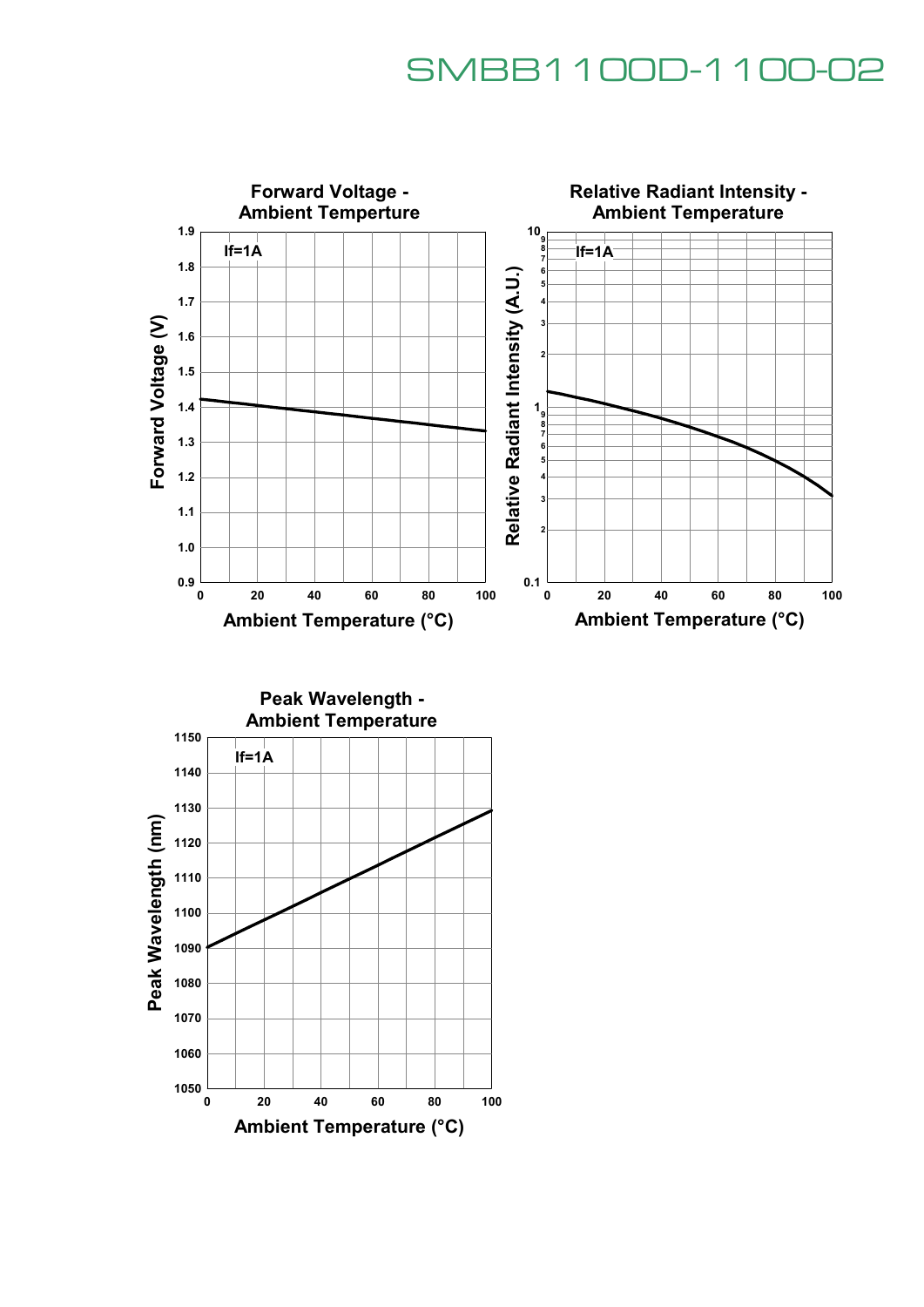# SMBB1100D-1100-02

## Forward Voltage - Ambient Temperture

If=1A

Forward Voltage (V)

Ambient Temperature (°C)

## Relative Radiant Intensity - Ambient Temperature

If=1A

Relative Radiant Intensity (A.U.)

Ambient Temperature (°C)

## Peak Wavelength - Ambient Temperature

If=1A

Peak Wavelength (nm)

Ambient Temperature (°C)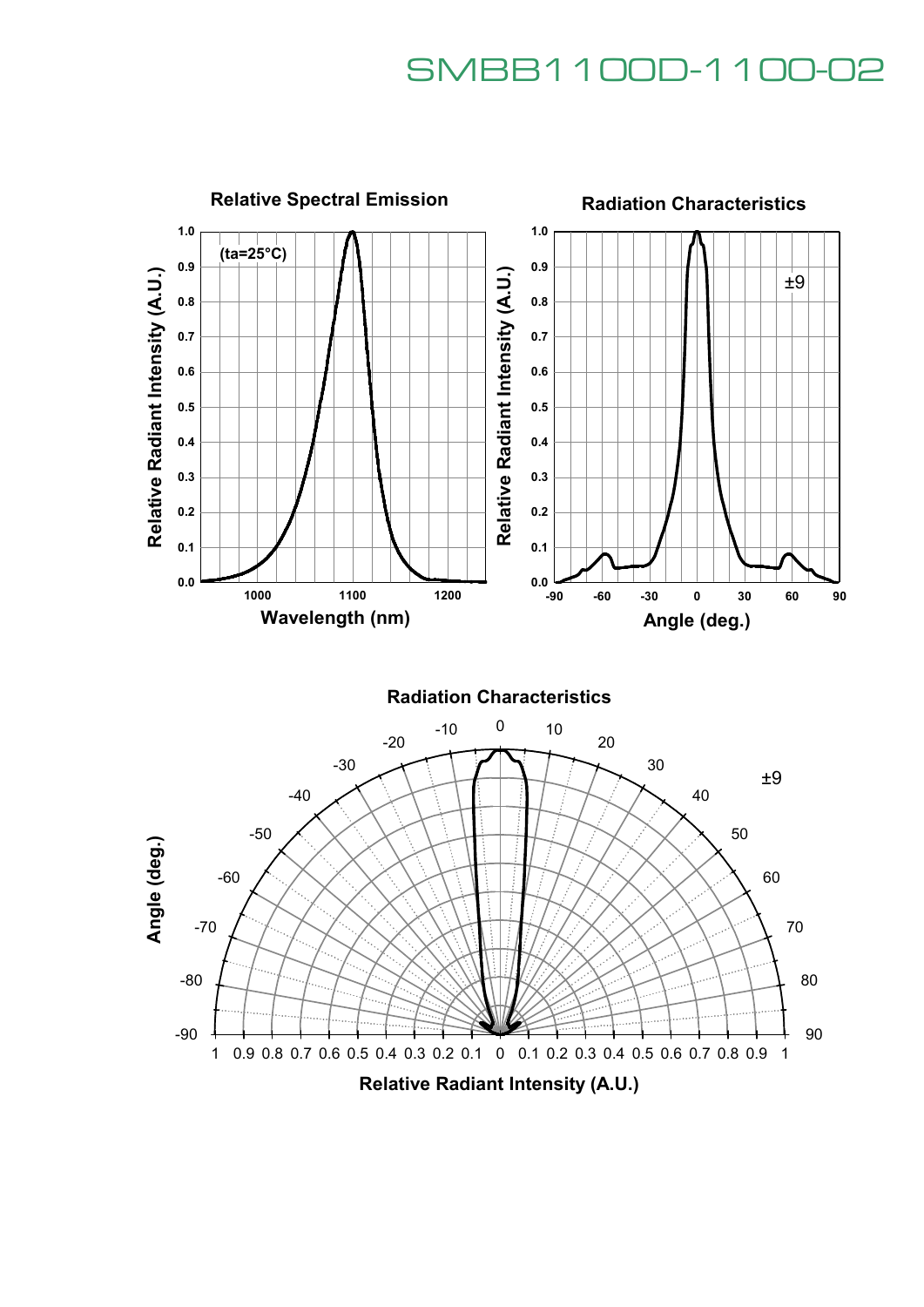# SMBB1100D-1100-02

**Relative Spectral Emission**

(ta=25°C)

Relative Radiant Intensity (A.U.)

Wavelength (nm)

**Radiation Characteristics**

±9

Relative Radiant Intensity (A.U.)

Angle (deg.)

**Radiation Characteristics**

±9

Angle (deg.)

Relative Radiant Intensity (A.U.)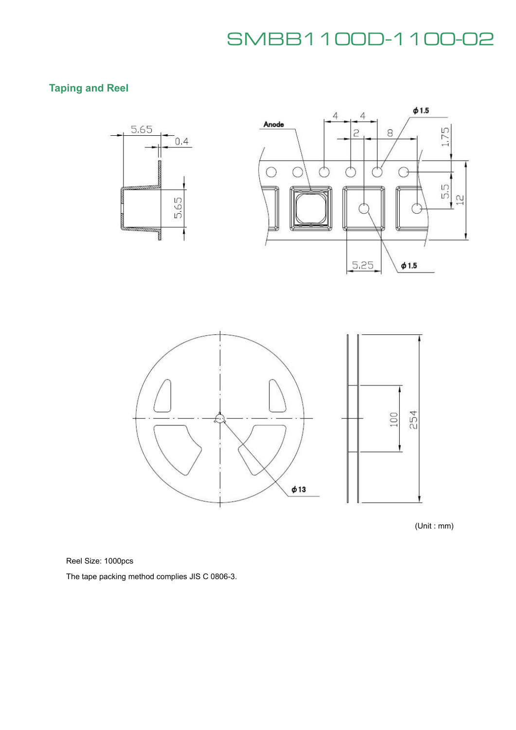## Taping and Reel

(Unit : mm)

Reel Size: 1000pcs

The tape packing method complies JIS C 0806-3.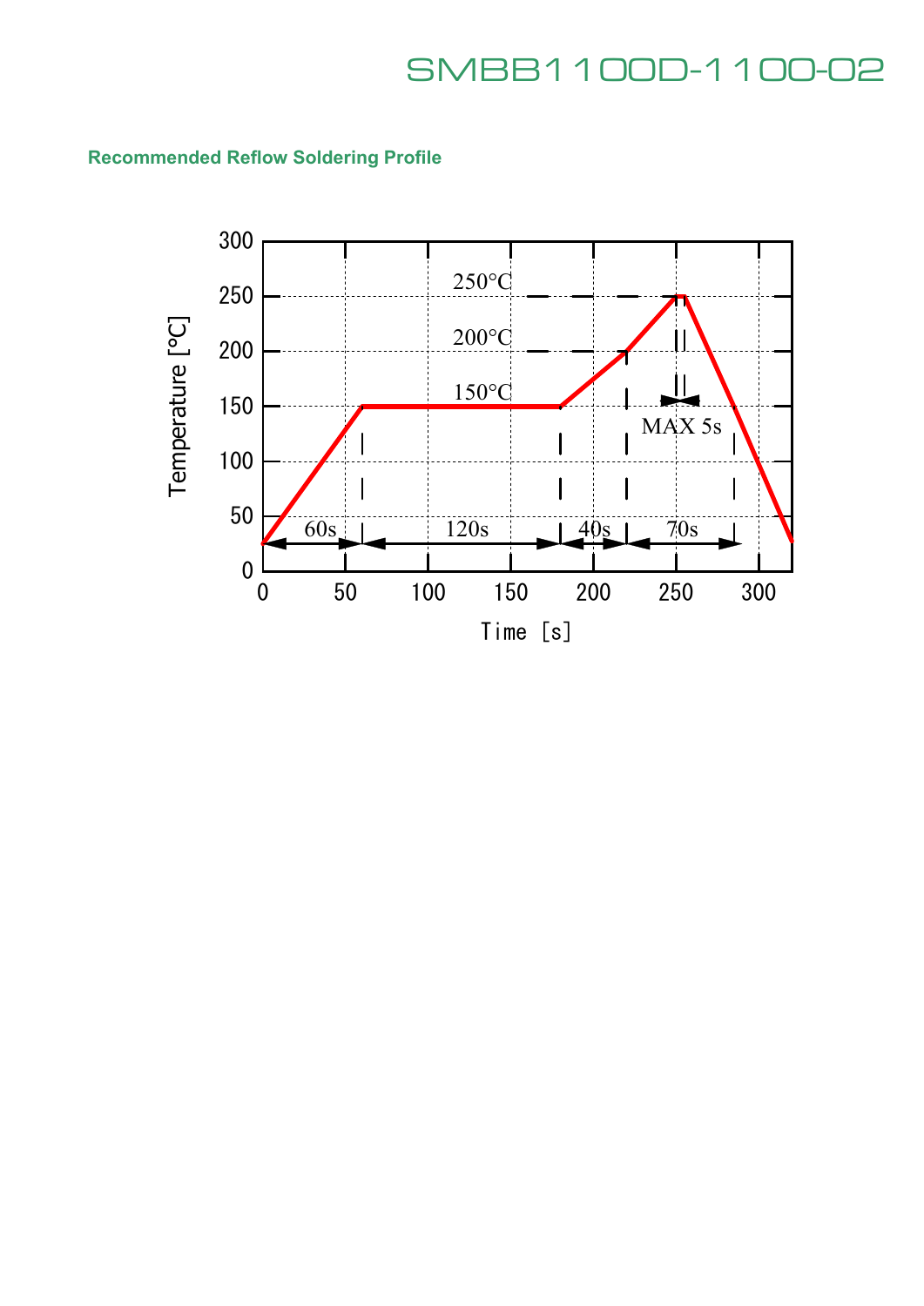## Recommended Reflow Soldering Profile

| Time [s] | Temperature [°C] | Stage |
|---|---|---|
| 0 → 60 | Ramp to 150 | 60s |
| 60 → 180 | 150 (hold) | 120s |
| 180 → 220 | 150 → 200 | 40s |
| 220 → 290 | Above 200, peak 250 (MAX 5s at peak) | 70s |

Chart labels: 250°C, 200°C, 150°C; MAX 5s

Axes: Temperature [°C] (0–300), Time [s] (0–300)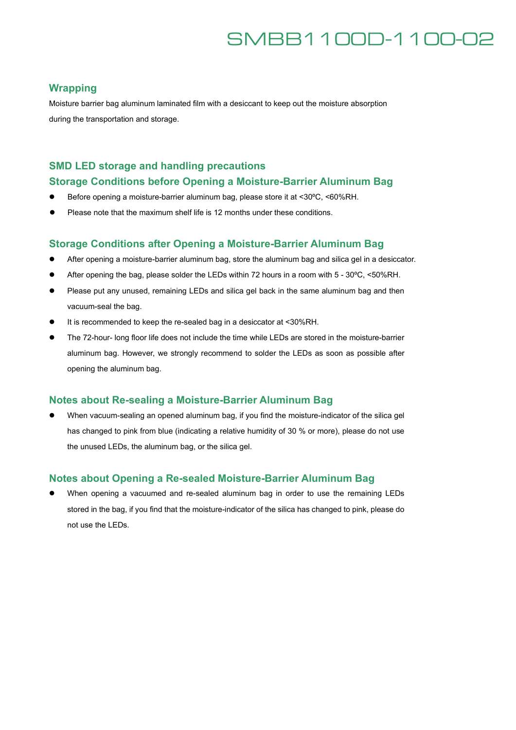## Wrapping

Moisture barrier bag aluminum laminated film with a desiccant to keep out the moisture absorption during the transportation and storage.

## SMD LED storage and handling precautions

### Storage Conditions before Opening a Moisture-Barrier Aluminum Bag

- Before opening a moisture-barrier aluminum bag, please store it at <30ºC, <60%RH.
- Please note that the maximum shelf life is 12 months under these conditions.

### Storage Conditions after Opening a Moisture-Barrier Aluminum Bag

- After opening a moisture-barrier aluminum bag, store the aluminum bag and silica gel in a desiccator.
- After opening the bag, please solder the LEDs within 72 hours in a room with 5 - 30ºC, <50%RH.
- Please put any unused, remaining LEDs and silica gel back in the same aluminum bag and then vacuum-seal the bag.
- It is recommended to keep the re-sealed bag in a desiccator at <30%RH.
- The 72-hour- long floor life does not include the time while LEDs are stored in the moisture-barrier aluminum bag. However, we strongly recommend to solder the LEDs as soon as possible after opening the aluminum bag.

### Notes about Re-sealing a Moisture-Barrier Aluminum Bag

- When vacuum-sealing an opened aluminum bag, if you find the moisture-indicator of the silica gel has changed to pink from blue (indicating a relative humidity of 30 % or more), please do not use the unused LEDs, the aluminum bag, or the silica gel.

### Notes about Opening a Re-sealed Moisture-Barrier Aluminum Bag

- When opening a vacuumed and re-sealed aluminum bag in order to use the remaining LEDs stored in the bag, if you find that the moisture-indicator of the silica has changed to pink, please do not use the LEDs.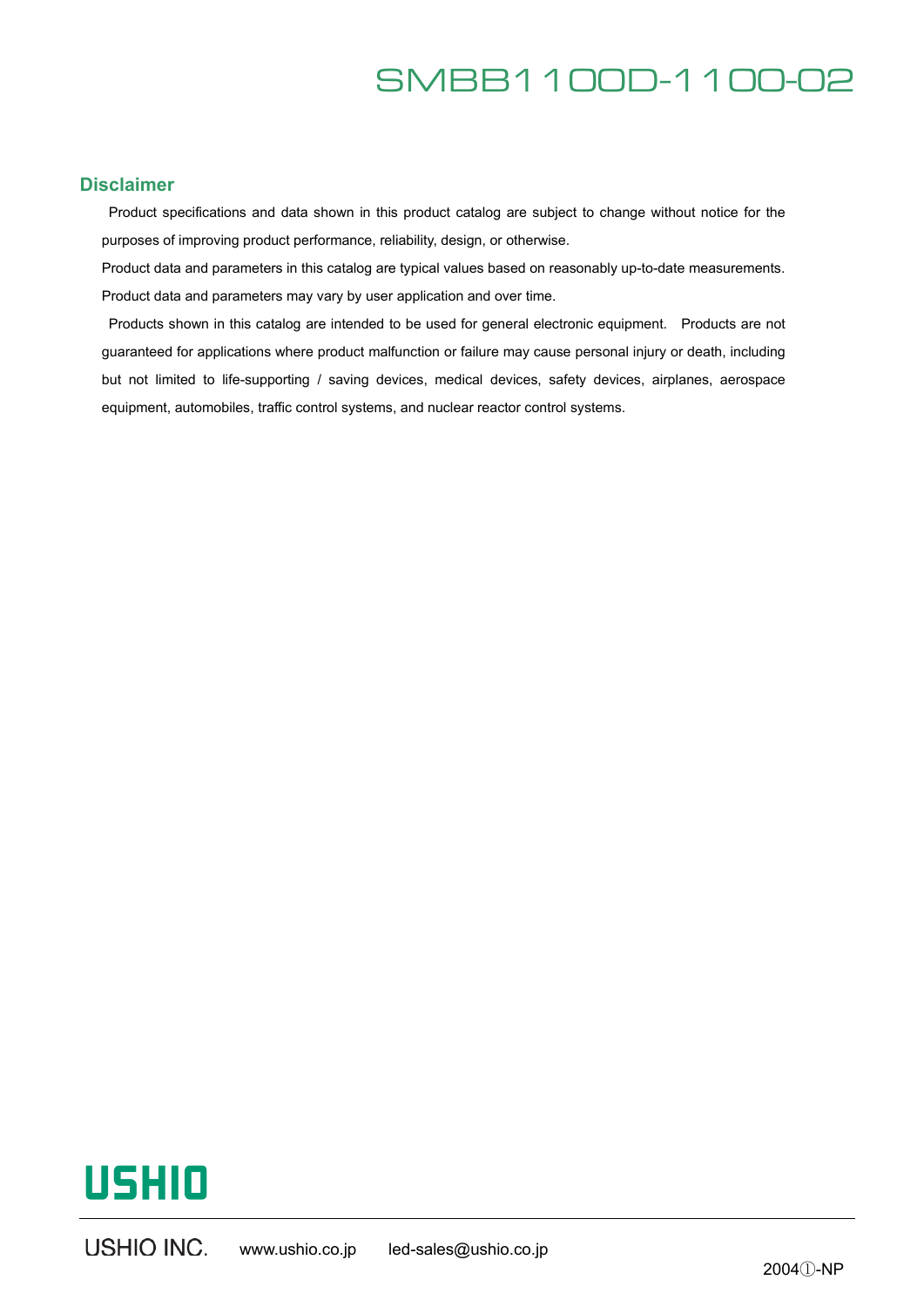## Disclaimer

Product specifications and data shown in this product catalog are subject to change without notice for the purposes of improving product performance, reliability, design, or otherwise.

Product data and parameters in this catalog are typical values based on reasonably up-to-date measurements. Product data and parameters may vary by user application and over time.

Products shown in this catalog are intended to be used for general electronic equipment. Products are not guaranteed for applications where product malfunction or failure may cause personal injury or death, including but not limited to life-supporting / saving devices, medical devices, safety devices, airplanes, aerospace equipment, automobiles, traffic control systems, and nuclear reactor control systems.

USHIO

USHIO INC. www.ushio.co.jp led-sales@ushio.co.jp

2004①-NP